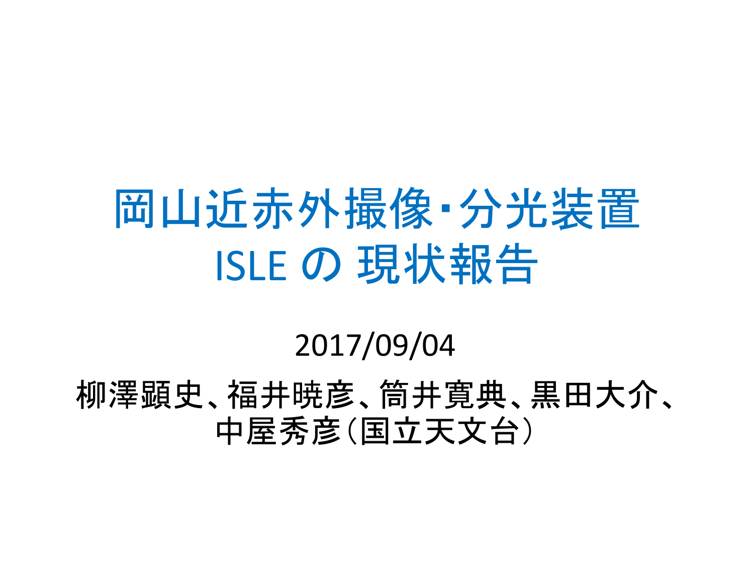# 岡山近赤外撮像･分光装置 ISLE の 現状報告

2017/09/04

柳澤顕史、福井暁彦、筒井寛典、黒田大介、中屋秀彦（国立天文台）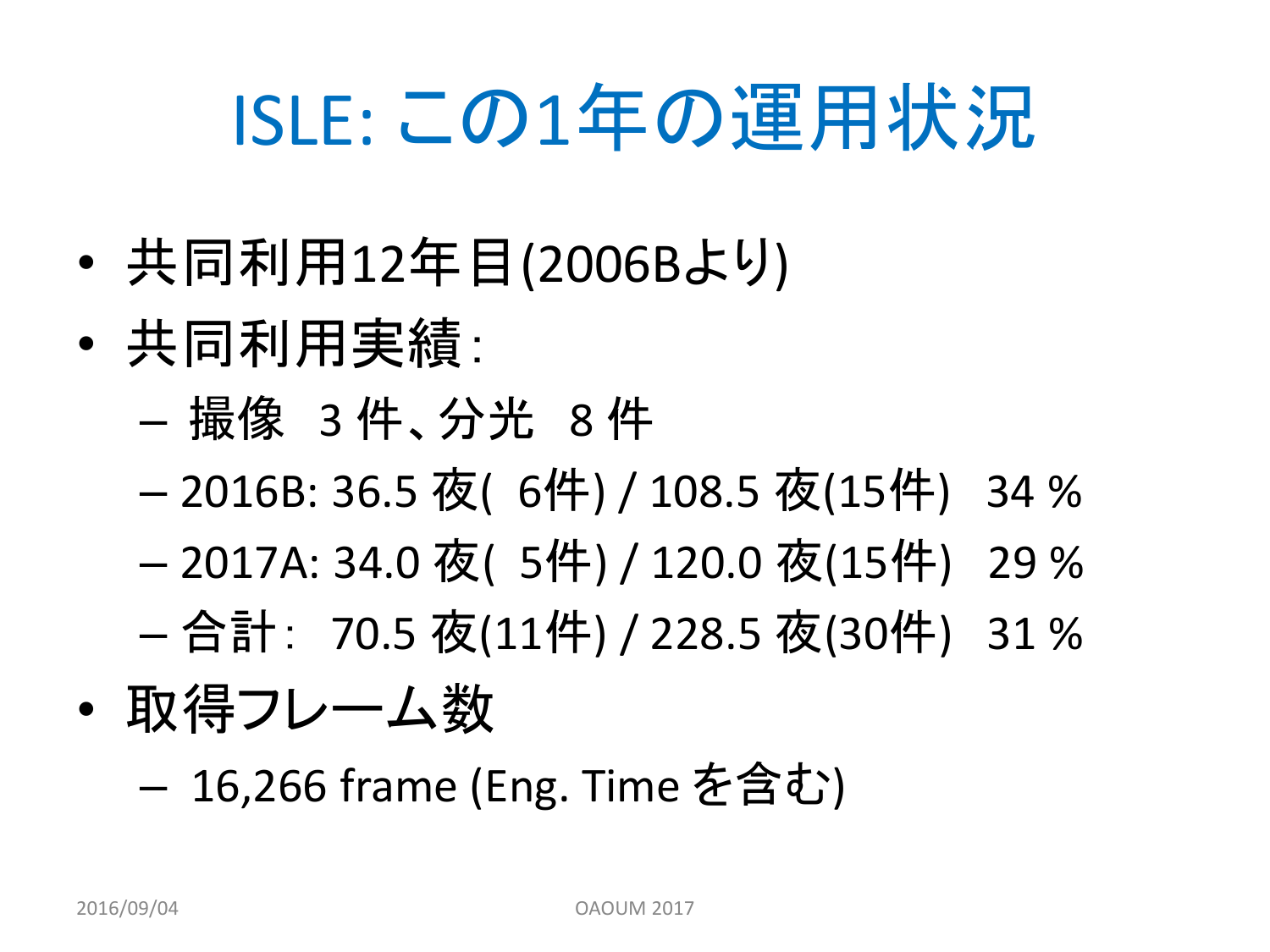# ISLE: この1年の運用状況

- 共同利用12年目(2006Bより)
- 共同利用実績:
  - 撮像　3 件、分光　8 件
  - 2016B: 36.5 夜(　6件) / 108.5 夜(15件)　34 %
  - 2017A: 34.0 夜(　5件) / 120.0 夜(15件)　29 %
  - 合計:　70.5 夜(11件) / 228.5 夜(30件)　31 %
- 取得フレーム数
  - 16,266 frame (Eng. Time を含む)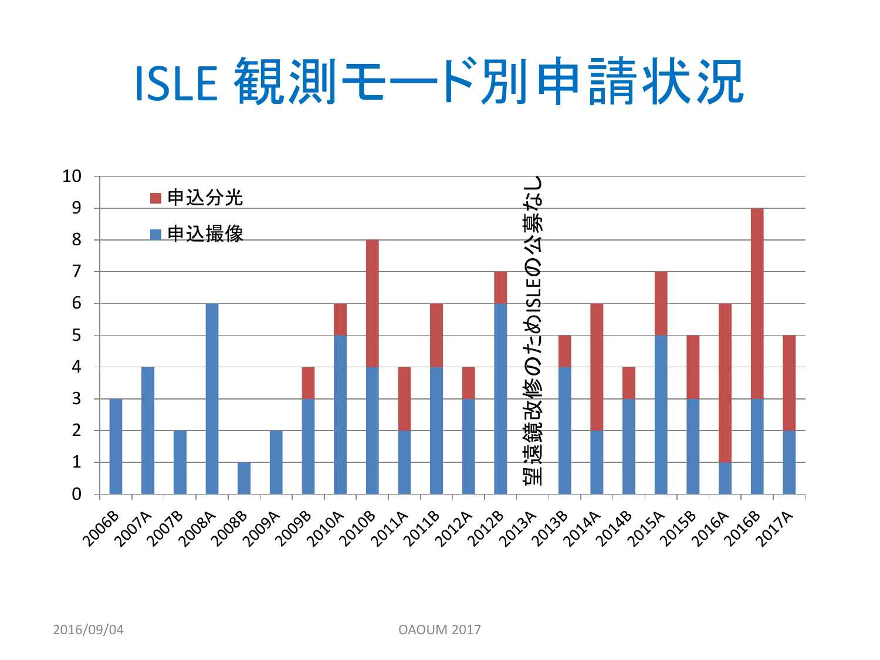# ISLE 観測モード別申請状況

| 期 | 申込撮像 | 申込分光 | 合計 |
|---|---|---|---|
| 2006B | 3 | 0 | 3 |
| 2007A | 4 | 0 | 4 |
| 2007B | 2 | 0 | 2 |
| 2008A | 6 | 0 | 6 |
| 2008B | 1 | 0 | 1 |
| 2009A | 2 | 0 | 2 |
| 2009B | 3 | 1 | 4 |
| 2010A | 5 | 1 | 6 |
| 2010B | 4 | 4 | 8 |
| 2011A | 2 | 2 | 4 |
| 2011B | 4 | 2 | 6 |
| 2012A | 3 | 1 | 4 |
| 2012B | 6 | 1 | 7 |
| 2013A | 望遠鏡改修のためISLEの公募なし | | |
| 2013B | 4 | 1 | 5 |
| 2014A | 2 | 4 | 6 |
| 2014B | 3 | 1 | 4 |
| 2015A | 5 | 2 | 7 |
| 2015B | 3 | 2 | 5 |
| 2016A | 1 | 5 | 6 |
| 2016B | 3 | 6 | 9 |
| 2017A | 2 | 3 | 5 |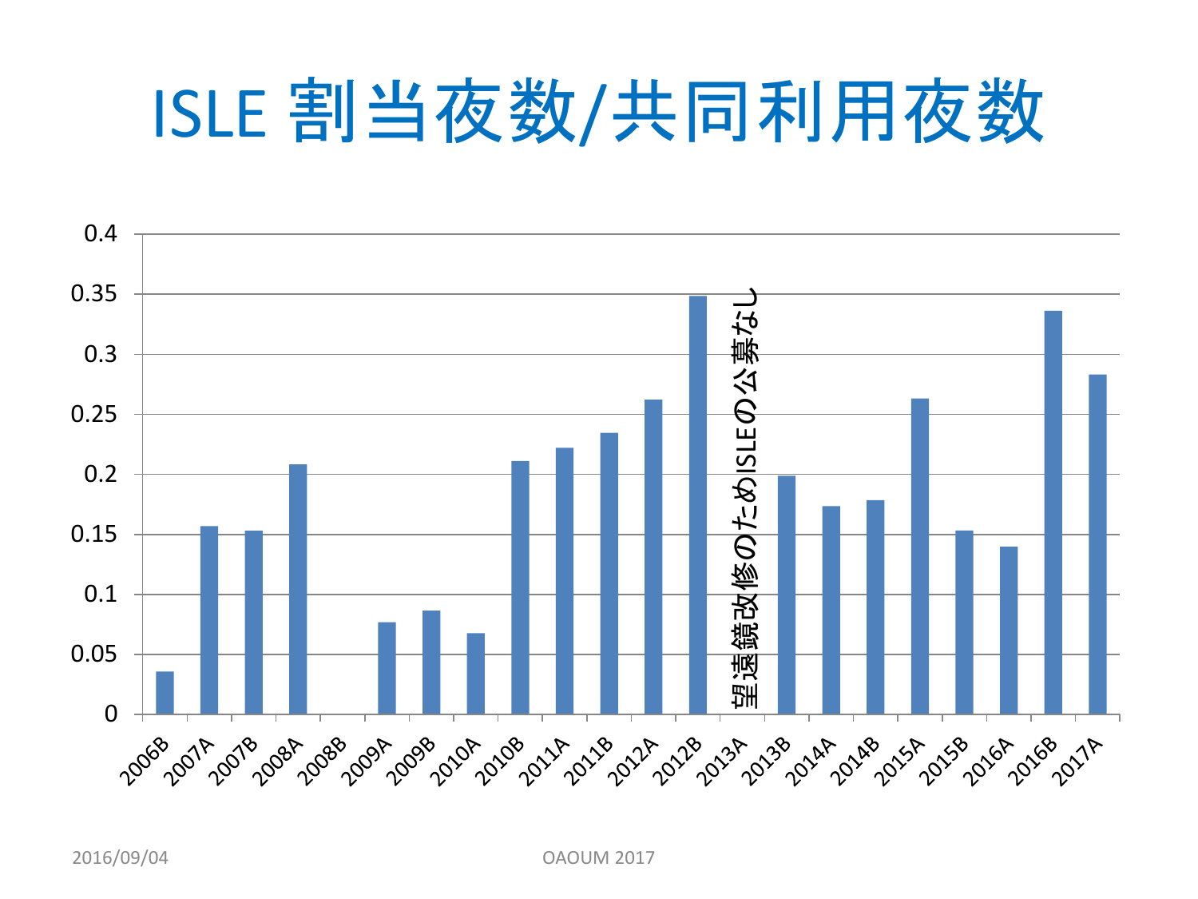# ISLE 割当夜数/共同利用夜数

| 期 | 割当夜数/共同利用夜数 |
|---|---|
| 2006B | 0.035 |
| 2007A | 0.157 |
| 2007B | 0.153 |
| 2008A | 0.208 |
| 2008B | 0 |
| 2009A | 0.077 |
| 2009B | 0.086 |
| 2010A | 0.067 |
| 2010B | 0.211 |
| 2011A | 0.222 |
| 2011B | 0.234 |
| 2012A | 0.262 |
| 2012B | 0.348 |
| 2013A | 望遠鏡改修のためISLEの公募なし |
| 2013B | 0.199 |
| 2014A | 0.173 |
| 2014B | 0.178 |
| 2015A | 0.263 |
| 2015B | 0.153 |
| 2016A | 0.140 |
| 2016B | 0.336 |
| 2017A | 0.283 |

2016/09/04 OAOUM 2017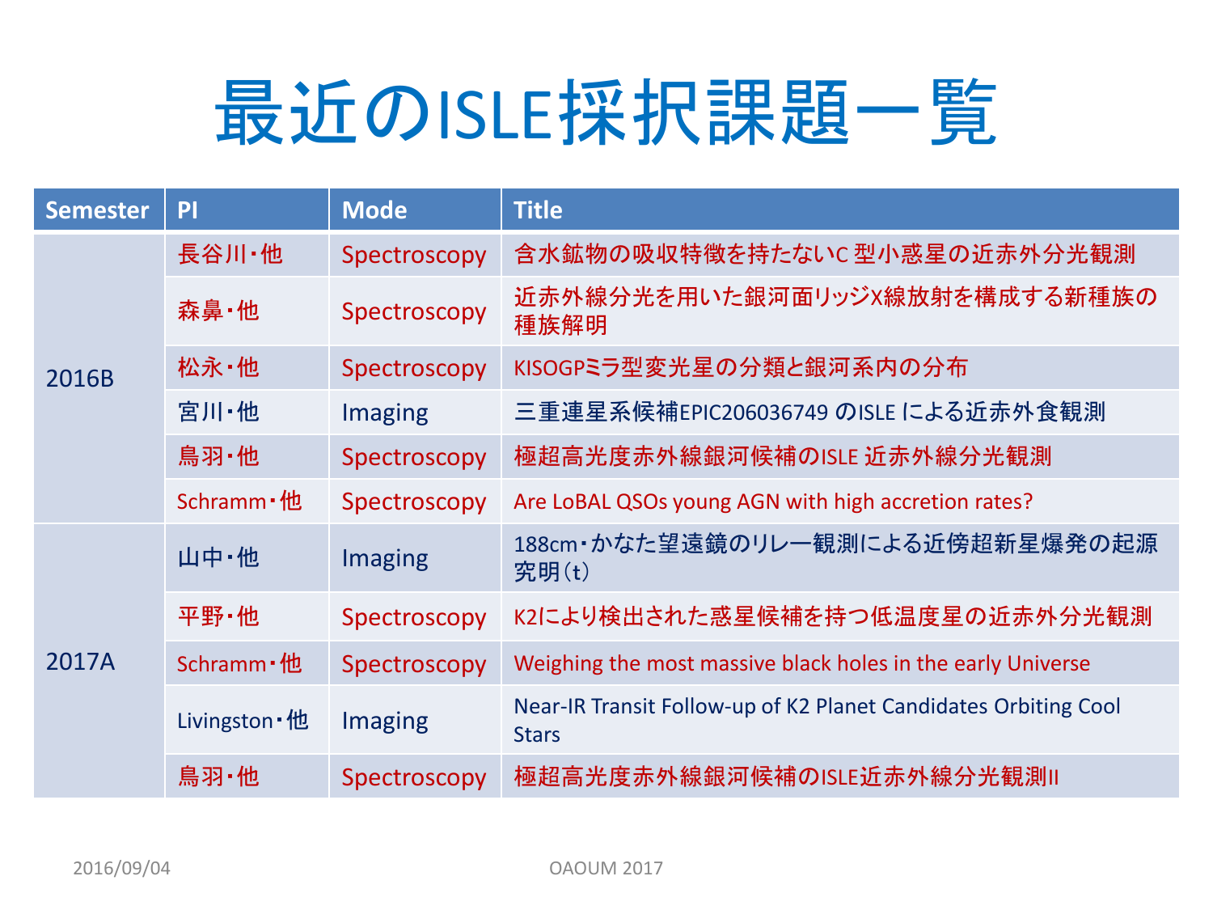# 最近のISLE採択課題一覧

| Semester | PI | Mode | Title |
|---|---|---|---|
| 2016B | 長谷川・他 | Spectroscopy | 含水鉱物の吸収特徴を持たないC 型小惑星の近赤外分光観測 |
| | 森鼻・他 | Spectroscopy | 近赤外線分光を用いた銀河面リッジX線放射を構成する新種族の種族解明 |
| | 松永・他 | Spectroscopy | KISOGPミラ型変光星の分類と銀河系内の分布 |
| | 宮川・他 | Imaging | 三重連星系候補EPIC206036749 のISLE による近赤外食観測 |
| | 鳥羽・他 | Spectroscopy | 極超高光度赤外線銀河候補のISLE 近赤外線分光観測 |
| | Schramm・他 | Spectroscopy | Are LoBAL QSOs young AGN with high accretion rates? |
| 2017A | 山中・他 | Imaging | 188cm・かなた望遠鏡のリレー観測による近傍超新星爆発の起源究明(t) |
| | 平野・他 | Spectroscopy | K2により検出された惑星候補を持つ低温度星の近赤外分光観測 |
| | Schramm・他 | Spectroscopy | Weighing the most massive black holes in the early Universe |
| | Livingston・他 | Imaging | Near-IR Transit Follow-up of K2 Planet Candidates Orbiting Cool Stars |
| | 鳥羽・他 | Spectroscopy | 極超高光度赤外線銀河候補のISLE近赤外線分光観測II |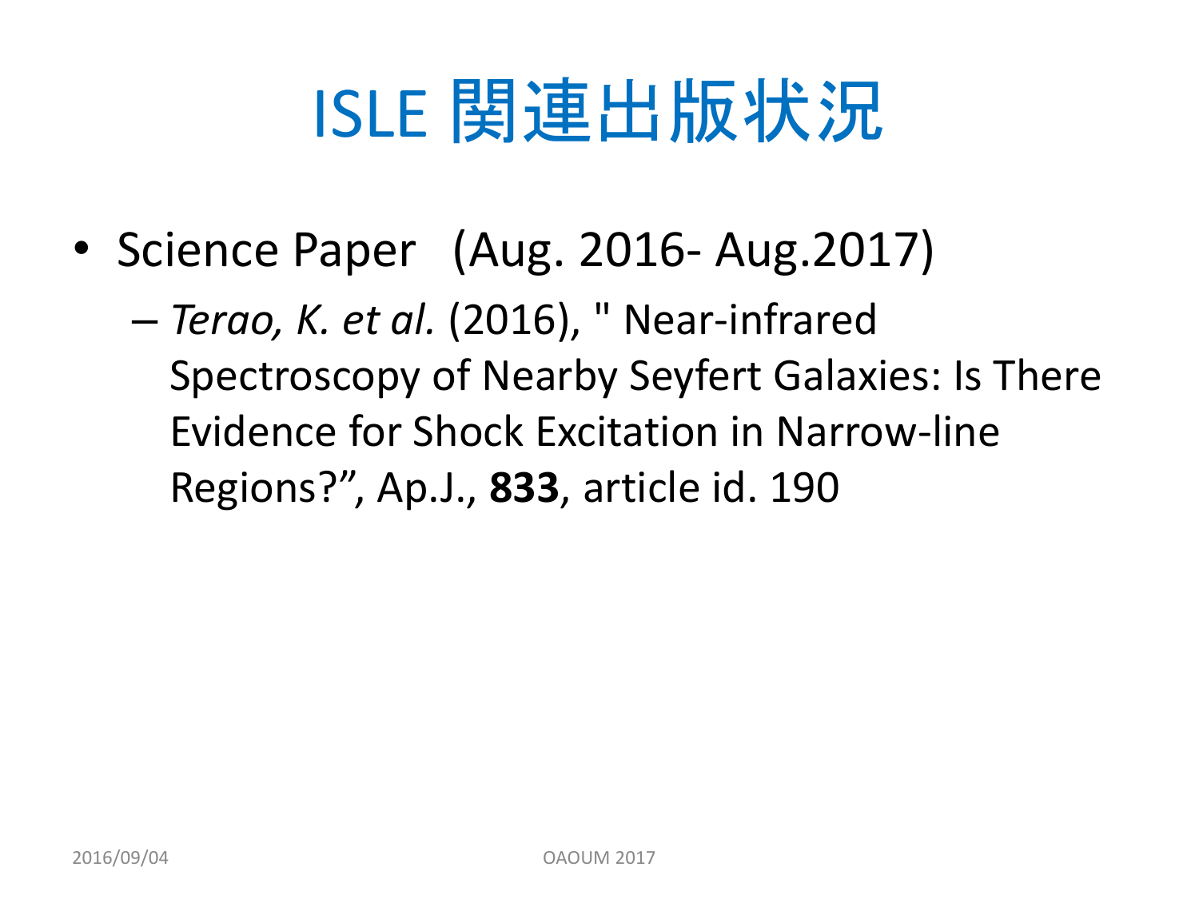# ISLE 関連出版状況

- Science Paper (Aug. 2016- Aug.2017)
  - *Terao, K. et al.* (2016), " Near-infrared Spectroscopy of Nearby Seyfert Galaxies: Is There Evidence for Shock Excitation in Narrow-line Regions?", Ap.J., **833**, article id. 190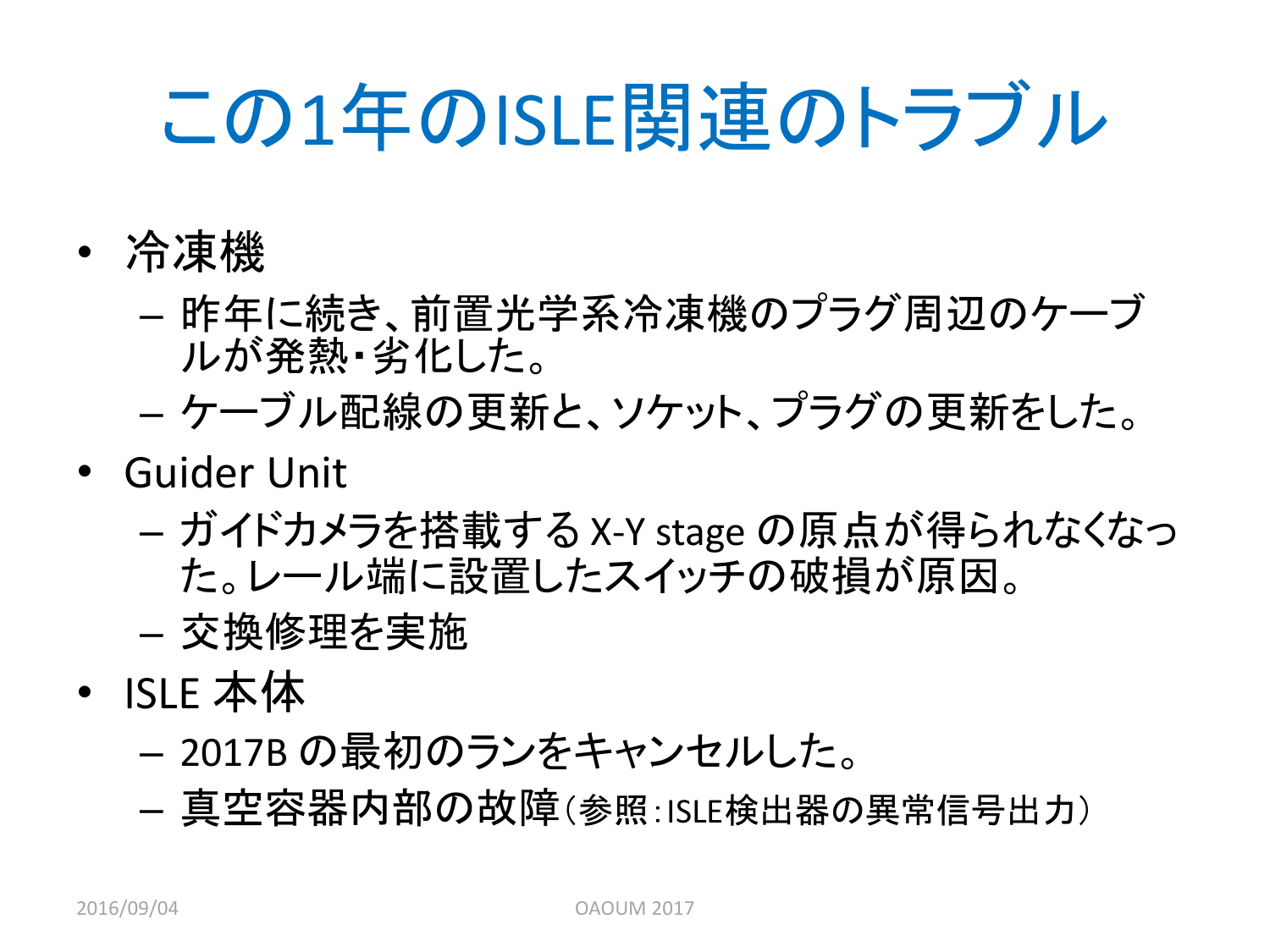# この1年のISLE関連のトラブル

- 冷凍機
  - 昨年に続き、前置光学系冷凍機のプラグ周辺のケーブルが発熱・劣化した。
  - ケーブル配線の更新と、ソケット、プラグの更新をした。
- Guider Unit
  - ガイドカメラを搭載する X-Y stage の原点が得られなくなった。レール端に設置したスイッチの破損が原因。
  - 交換修理を実施
- ISLE 本体
  - 2017B の最初のランをキャンセルした。
  - 真空容器内部の故障（参照：ISLE検出器の異常信号出力）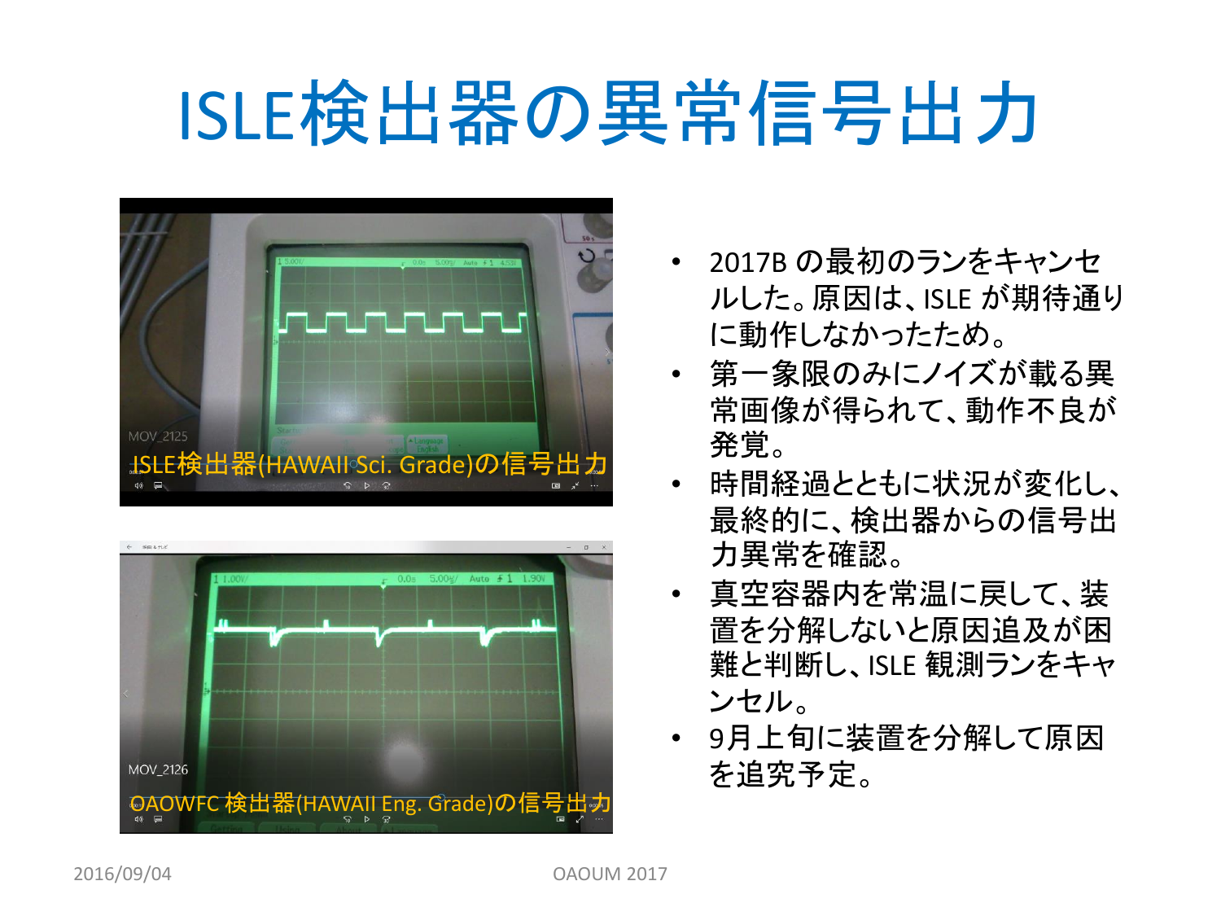# ISLE検出器の異常信号出力

ISLE検出器(HAWAII Sci. Grade)の信号出力

OAOWFC 検出器(HAWAII Eng. Grade)の信号出力

- 2017B の最初のランをキャンセルした。原因は、ISLE が期待通りに動作しなかったため。
- 第一象限のみにノイズが載る異常画像が得られて、動作不良が発覚。
- 時間経過とともに状況が変化し、最終的に、検出器からの信号出力異常を確認。
- 真空容器内を常温に戻して、装置を分解しないと原因追及が困難と判断し、ISLE 観測ランをキャンセル。
- 9月上旬に装置を分解して原因を追究予定。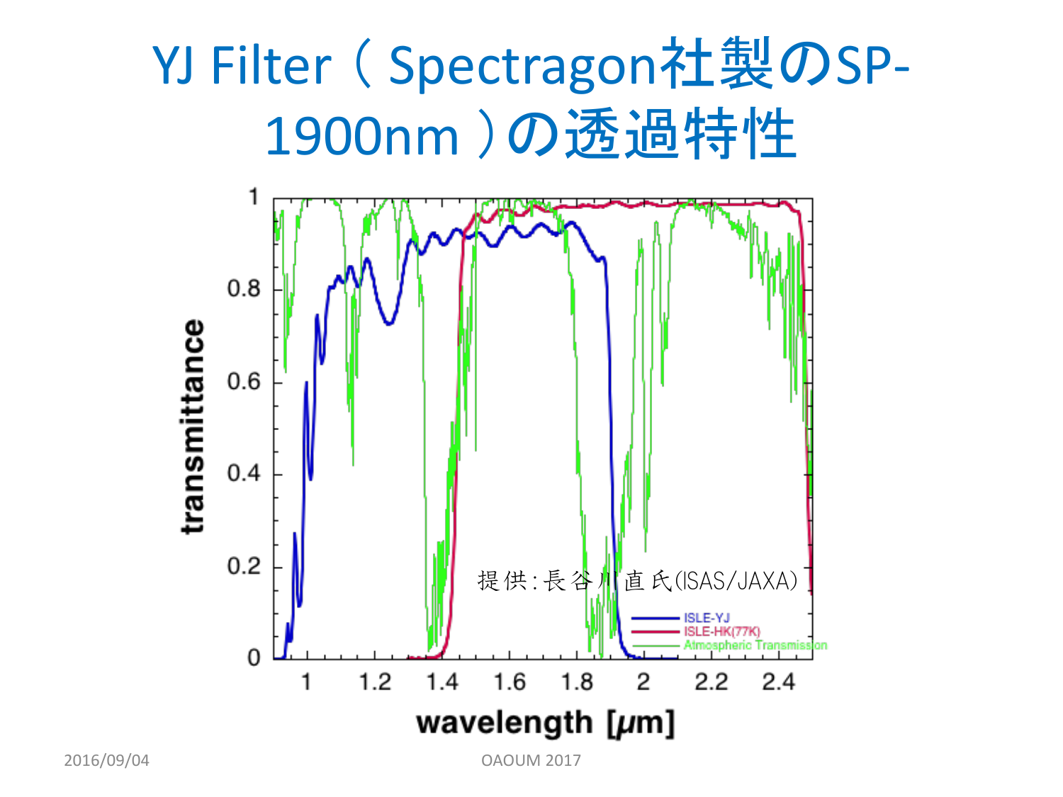# YJ Filter（ Spectragon社製のSP-1900nm ）の透過特性

提供:長谷川直氏(ISAS/JAXA)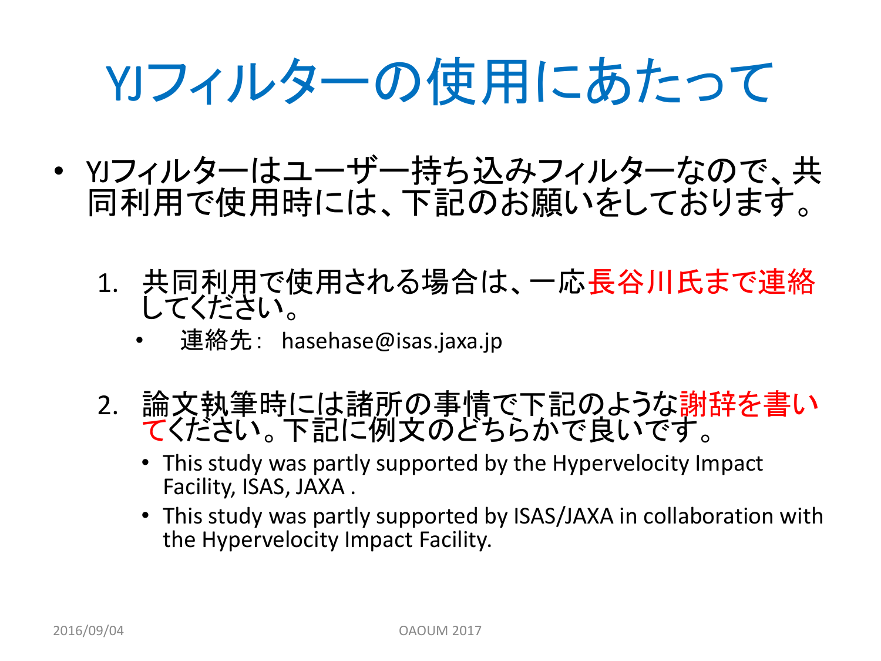# YJフィルターの使用にあたって

- YJフィルターはユーザー持ち込みフィルターなので、共同利用で使用時には、下記のお願いをしております。

1. 共同利用で使用される場合は、一応長谷川氏まで連絡してください。
   - 連絡先： hasehase@isas.jaxa.jp

2. 論文執筆時には諸所の事情で下記のような謝辞を書いてください。下記に例文のどちらかで良いです。
   - This study was partly supported by the Hypervelocity Impact Facility, ISAS, JAXA .
   - This study was partly supported by ISAS/JAXA in collaboration with the Hypervelocity Impact Facility.